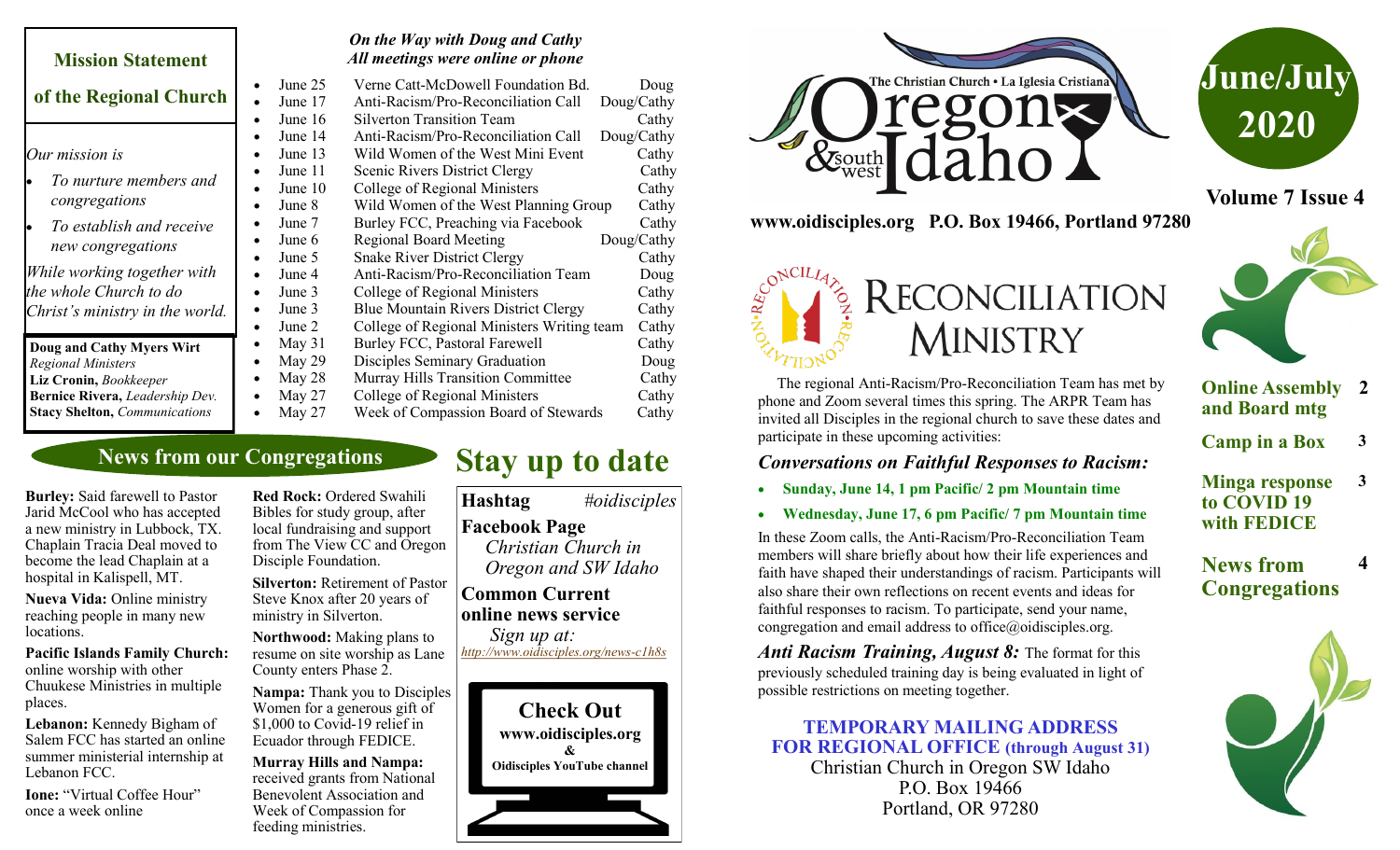# June/July 2020

**Volume 7 Issue 4**

The Christian Church • La Iglesia Cristiana

Oregon & southwest Idaho

**www.oidisciples.org P.O. Box 19466, Portland 97280**

## Mission Statement of the Regional Church

*Our mission is*

- *To nurture members and congregations*
- *To establish and receive new congregations*

*While working together with the whole Church to do Christ's ministry in the world.*

**Doug and Cathy Myers Wirt** *Regional Ministers*
**Liz Cronin,** *Bookkeeper*
**Bernice Rivera,** *Leadership Dev.*
**Stacy Shelton,** *Communications*

### *On the Way with Doug and Cathy*
### *All meetings were online or phone*

| Date | Meeting | Who |
|---|---|---|
| June 25 | Verne Catt-McDowell Foundation Bd. | Doug |
| June 17 | Anti-Racism/Pro-Reconciliation Call | Doug/Cathy |
| June 16 | Silverton Transition Team | Cathy |
| June 14 | Anti-Racism/Pro-Reconciliation Call | Doug/Cathy |
| June 13 | Wild Women of the West Mini Event | Cathy |
| June 11 | Scenic Rivers District Clergy | Cathy |
| June 10 | College of Regional Ministers | Cathy |
| June 8 | Wild Women of the West Planning Group | Cathy |
| June 7 | Burley FCC, Preaching via Facebook | Cathy |
| June 6 | Regional Board Meeting | Doug/Cathy |
| June 5 | Snake River District Clergy | Cathy |
| June 4 | Anti-Racism/Pro-Reconciliation Team | Doug |
| June 3 | College of Regional Ministers | Cathy |
| June 3 | Blue Mountain Rivers District Clergy | Cathy |
| June 2 | College of Regional Ministers Writing team | Cathy |
| May 31 | Burley FCC, Pastoral Farewell | Cathy |
| May 29 | Disciples Seminary Graduation | Doug |
| May 28 | Murray Hills Transition Committee | Cathy |
| May 27 | College of Regional Ministers | Cathy |
| May 27 | Week of Compassion Board of Stewards | Cathy |

## News from our Congregations

**Burley:** Said farewell to Pastor Jarid McCool who has accepted a new ministry in Lubbock, TX. Chaplain Tracia Deal moved to become the lead Chaplain at a hospital in Kalispell, MT.

**Nueva Vida:** Online ministry reaching people in many new locations.

**Pacific Islands Family Church:** online worship with other Chuukese Ministries in multiple places.

**Lebanon:** Kennedy Bigham of Salem FCC has started an online summer ministerial internship at Lebanon FCC.

**Ione:** "Virtual Coffee Hour" once a week online

**Red Rock:** Ordered Swahili Bibles for study group, after local fundraising and support from The View CC and Oregon Disciple Foundation.

**Silverton:** Retirement of Pastor Steve Knox after 20 years of ministry in Silverton.

**Northwood:** Making plans to resume on site worship as Lane County enters Phase 2.

**Nampa:** Thank you to Disciples Women for a generous gift of $1,000 to Covid-19 relief in Ecuador through FEDICE.

**Murray Hills and Nampa:** received grants from National Benevolent Association and Week of Compassion for feeding ministries.

## Stay up to date

**Hashtag** *#oidisciples*

**Facebook Page**
*Christian Church in Oregon and SW Idaho*

**Common Current online news service**
*Sign up at:*
*http://www.oidisciples.org/news-c1h8s*

**Check Out**
**www.oidisciples.org**
**&**
**Oidisciples YouTube channel**

## Reconciliation Ministry

The regional Anti-Racism/Pro-Reconciliation Team has met by phone and Zoom several times this spring. The ARPR Team has invited all Disciples in the regional church to save these dates and participate in these upcoming activities:

### *Conversations on Faithful Responses to Racism:*

- **Sunday, June 14, 1 pm Pacific/ 2 pm Mountain time**
- **Wednesday, June 17, 6 pm Pacific/ 7 pm Mountain time**

In these Zoom calls, the Anti-Racism/Pro-Reconciliation Team members will share briefly about how their life experiences and faith have shaped their understandings of racism. Participants will also share their own reflections on recent events and ideas for faithful responses to racism. To participate, send your name, congregation and email address to office@oidisciples.org.

***Anti Racism Training, August 8:*** The format for this previously scheduled training day is being evaluated in light of possible restrictions on meeting together.

**TEMPORARY MAILING ADDRESS FOR REGIONAL OFFICE (through August 31)**
Christian Church in Oregon SW Idaho
P.O. Box 19466
Portland, OR 97280

| In this issue | Page |
|---|---|
| **Online Assembly and Board mtg** | 2 |
| **Camp in a Box** | 3 |
| **Minga response to COVID 19 with FEDICE** | 3 |
| **News from Congregations** | 4 |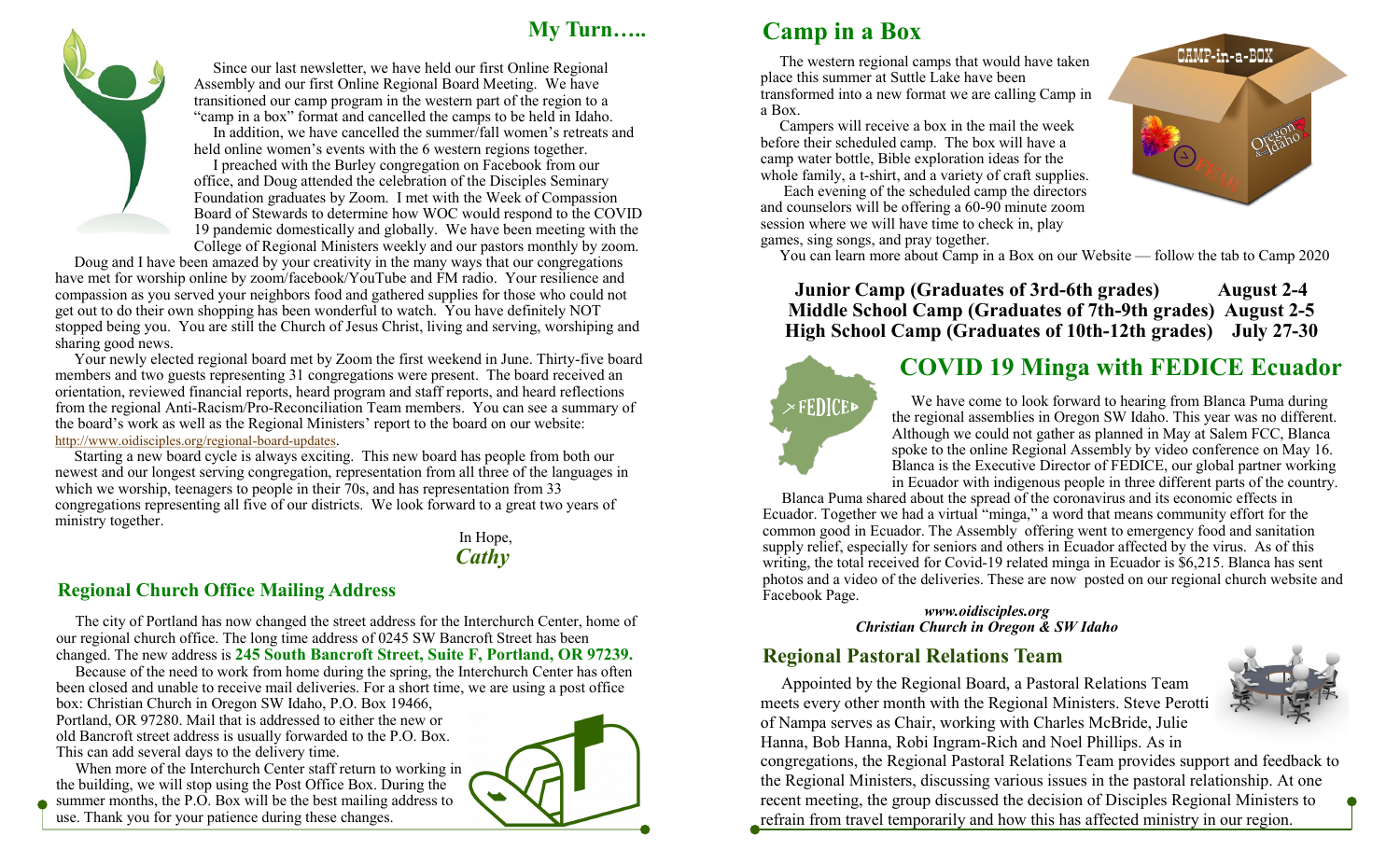## My Turn…..

Since our last newsletter, we have held our first Online Regional Assembly and our first Online Regional Board Meeting. We have transitioned our camp program in the western part of the region to a "camp in a box" format and cancelled the camps to be held in Idaho.

In addition, we have cancelled the summer/fall women's retreats and held online women's events with the 6 western regions together.

I preached with the Burley congregation on Facebook from our office, and Doug attended the celebration of the Disciples Seminary Foundation graduates by Zoom. I met with the Week of Compassion Board of Stewards to determine how WOC would respond to the COVID 19 pandemic domestically and globally. We have been meeting with the College of Regional Ministers weekly and our pastors monthly by zoom.

Doug and I have been amazed by your creativity in the many ways that our congregations have met for worship online by zoom/facebook/YouTube and FM radio. Your resilience and compassion as you served your neighbors food and gathered supplies for those who could not get out to do their own shopping has been wonderful to watch. You have definitely NOT stopped being you. You are still the Church of Jesus Christ, living and serving, worshiping and sharing good news.

Your newly elected regional board met by Zoom the first weekend in June. Thirty-five board members and two guests representing 31 congregations were present. The board received an orientation, reviewed financial reports, heard program and staff reports, and heard reflections from the regional Anti-Racism/Pro-Reconciliation Team members. You can see a summary of the board's work as well as the Regional Ministers' report to the board on our website: http://www.oidisciples.org/regional-board-updates.

Starting a new board cycle is always exciting. This new board has people from both our newest and our longest serving congregation, representation from all three of the languages in which we worship, teenagers to people in their 70s, and has representation from 33 congregations representing all five of our districts. We look forward to a great two years of ministry together.

In Hope,
*Cathy*

## Regional Church Office Mailing Address

The city of Portland has now changed the street address for the Interchurch Center, home of our regional church office. The long time address of 0245 SW Bancroft Street has been changed. The new address is **245 South Bancroft Street, Suite F, Portland, OR 97239.**

Because of the need to work from home during the spring, the Interchurch Center has often been closed and unable to receive mail deliveries. For a short time, we are using a post office box: Christian Church in Oregon SW Idaho, P.O. Box 19466, Portland, OR 97280. Mail that is addressed to either the new or old Bancroft street address is usually forwarded to the P.O. Box. This can add several days to the delivery time.

When more of the Interchurch Center staff return to working in the building, we will stop using the Post Office Box. During the summer months, the P.O. Box will be the best mailing address to use. Thank you for your patience during these changes.

# Camp in a Box

The western regional camps that would have taken place this summer at Suttle Lake have been transformed into a new format we are calling Camp in a Box.

Campers will receive a box in the mail the week before their scheduled camp. The box will have a camp water bottle, Bible exploration ideas for the whole family, a t-shirt, and a variety of craft supplies.

Each evening of the scheduled camp the directors and counselors will be offering a 60-90 minute zoom session where we will have time to check in, play games, sing songs, and pray together.

You can learn more about Camp in a Box on our Website — follow the tab to Camp 2020

**Junior Camp (Graduates of 3rd-6th grades) August 2-4**
**Middle School Camp (Graduates of 7th-9th grades) August 2-5**
**High School Camp (Graduates of 10th-12th grades) July 27-30**

# COVID 19 Minga with FEDICE Ecuador

We have come to look forward to hearing from Blanca Puma during the regional assemblies in Oregon SW Idaho. This year was no different. Although we could not gather as planned in May at Salem FCC, Blanca spoke to the online Regional Assembly by video conference on May 16. Blanca is the Executive Director of FEDICE, our global partner working in Ecuador with indigenous people in three different parts of the country.

Blanca Puma shared about the spread of the coronavirus and its economic effects in Ecuador. Together we had a virtual "minga," a word that means community effort for the common good in Ecuador. The Assembly offering went to emergency food and sanitation supply relief, especially for seniors and others in Ecuador affected by the virus. As of this writing, the total received for Covid-19 related minga in Ecuador is $6,215. Blanca has sent photos and a video of the deliveries. These are now posted on our regional church website and Facebook Page.

*www.oidisciples.org*
*Christian Church in Oregon & SW Idaho*

## Regional Pastoral Relations Team

Appointed by the Regional Board, a Pastoral Relations Team meets every other month with the Regional Ministers. Steve Perotti of Nampa serves as Chair, working with Charles McBride, Julie Hanna, Bob Hanna, Robi Ingram-Rich and Noel Phillips. As in congregations, the Regional Pastoral Relations Team provides support and feedback to the Regional Ministers, discussing various issues in the pastoral relationship. At one recent meeting, the group discussed the decision of Disciples Regional Ministers to refrain from travel temporarily and how this has affected ministry in our region.